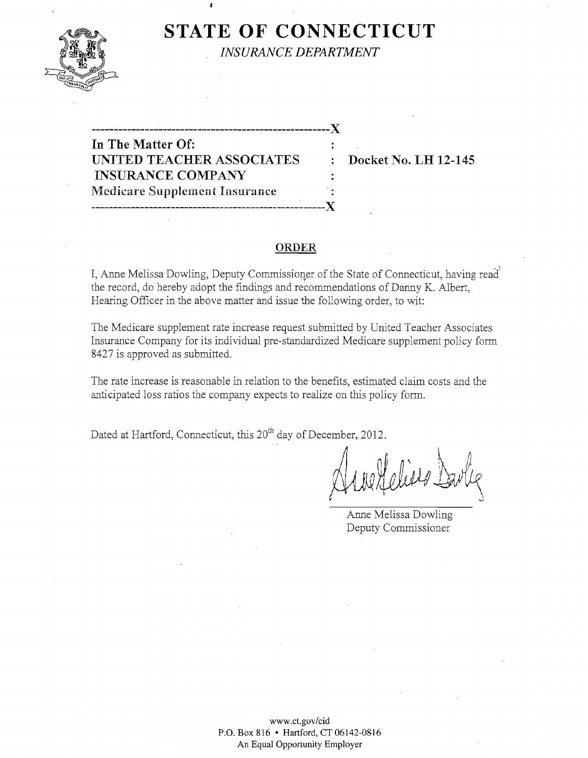# STATE OF CONNECTICUT

*INSURANCE DEPARTMENT*

---

**In The Matter Of:**
**UNITED TEACHER ASSOCIATES INSURANCE COMPANY**
**Medicare Supplement Insurance**

**Docket No. LH 12-145**

---

## ORDER

I, Anne Melissa Dowling, Deputy Commissioner of the State of Connecticut, having read the record, do hereby adopt the findings and recommendations of Danny K. Albert, Hearing Officer in the above matter and issue the following order, to wit:

The Medicare supplement rate increase request submitted by United Teacher Associates Insurance Company for its individual pre-standardized Medicare supplement policy form 8427 is approved as submitted.

The rate increase is reasonable in relation to the benefits, estimated claim costs and the anticipated loss ratios the company expects to realize on this policy form.

Dated at Hartford, Connecticut, this 20th day of December, 2012.

Anne Melissa Dowling
Deputy Commissioner

www.ct.gov/cid
P.O. Box 816 • Hartford, CT 06142-0816
An Equal Opportunity Employer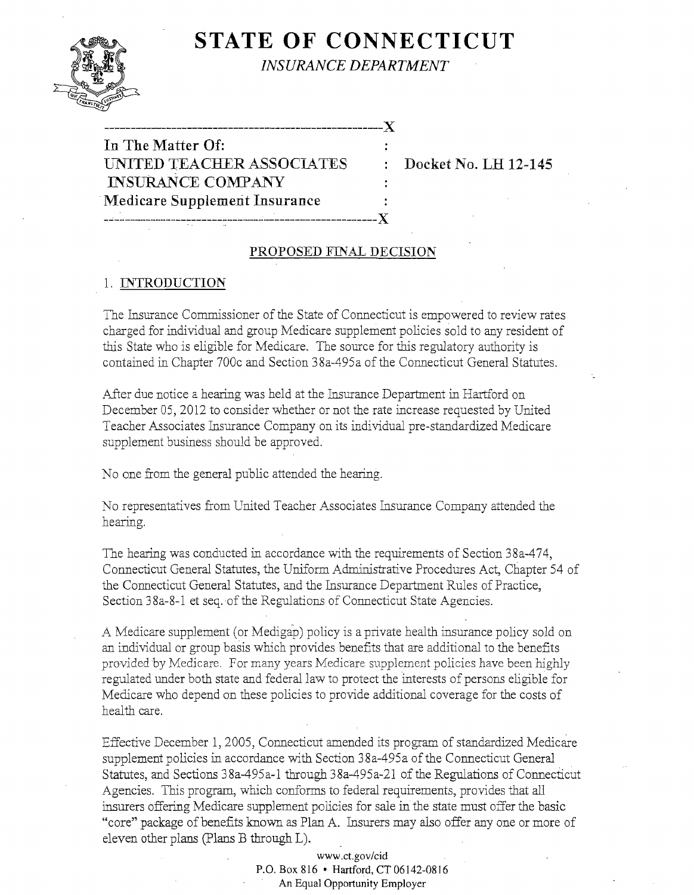# STATE OF CONNECTICUT

*INSURANCE DEPARTMENT*

In The Matter Of:
UNITED TEACHER ASSOCIATES INSURANCE COMPANY
Medicare Supplement Insurance

Docket No. LH 12-145

## PROPOSED FINAL DECISION

### 1. INTRODUCTION

The Insurance Commissioner of the State of Connecticut is empowered to review rates charged for individual and group Medicare supplement policies sold to any resident of this State who is eligible for Medicare. The source for this regulatory authority is contained in Chapter 700c and Section 38a-495a of the Connecticut General Statutes.

After due notice a hearing was held at the Insurance Department in Hartford on December 05, 2012 to consider whether or not the rate increase requested by United Teacher Associates Insurance Company on its individual pre-standardized Medicare supplement business should be approved.

No one from the general public attended the hearing.

No representatives from United Teacher Associates Insurance Company attended the hearing.

The hearing was conducted in accordance with the requirements of Section 38a-474, Connecticut General Statutes, the Uniform Administrative Procedures Act, Chapter 54 of the Connecticut General Statutes, and the Insurance Department Rules of Practice, Section 38a-8-1 et seq. of the Regulations of Connecticut State Agencies.

A Medicare supplement (or Medigap) policy is a private health insurance policy sold on an individual or group basis which provides benefits that are additional to the benefits provided by Medicare. For many years Medicare supplement policies have been highly regulated under both state and federal law to protect the interests of persons eligible for Medicare who depend on these policies to provide additional coverage for the costs of health care.

Effective December 1, 2005, Connecticut amended its program of standardized Medicare supplement policies in accordance with Section 38a-495a of the Connecticut General Statutes, and Sections 38a-495a-1 through 38a-495a-21 of the Regulations of Connecticut Agencies. This program, which conforms to federal requirements, provides that all insurers offering Medicare supplement policies for sale in the state must offer the basic "core" package of benefits known as Plan A. Insurers may also offer any one or more of eleven other plans (Plans B through L).

www.ct.gov/cid
P.O. Box 816 • Hartford, CT 06142-0816
An Equal Opportunity Employer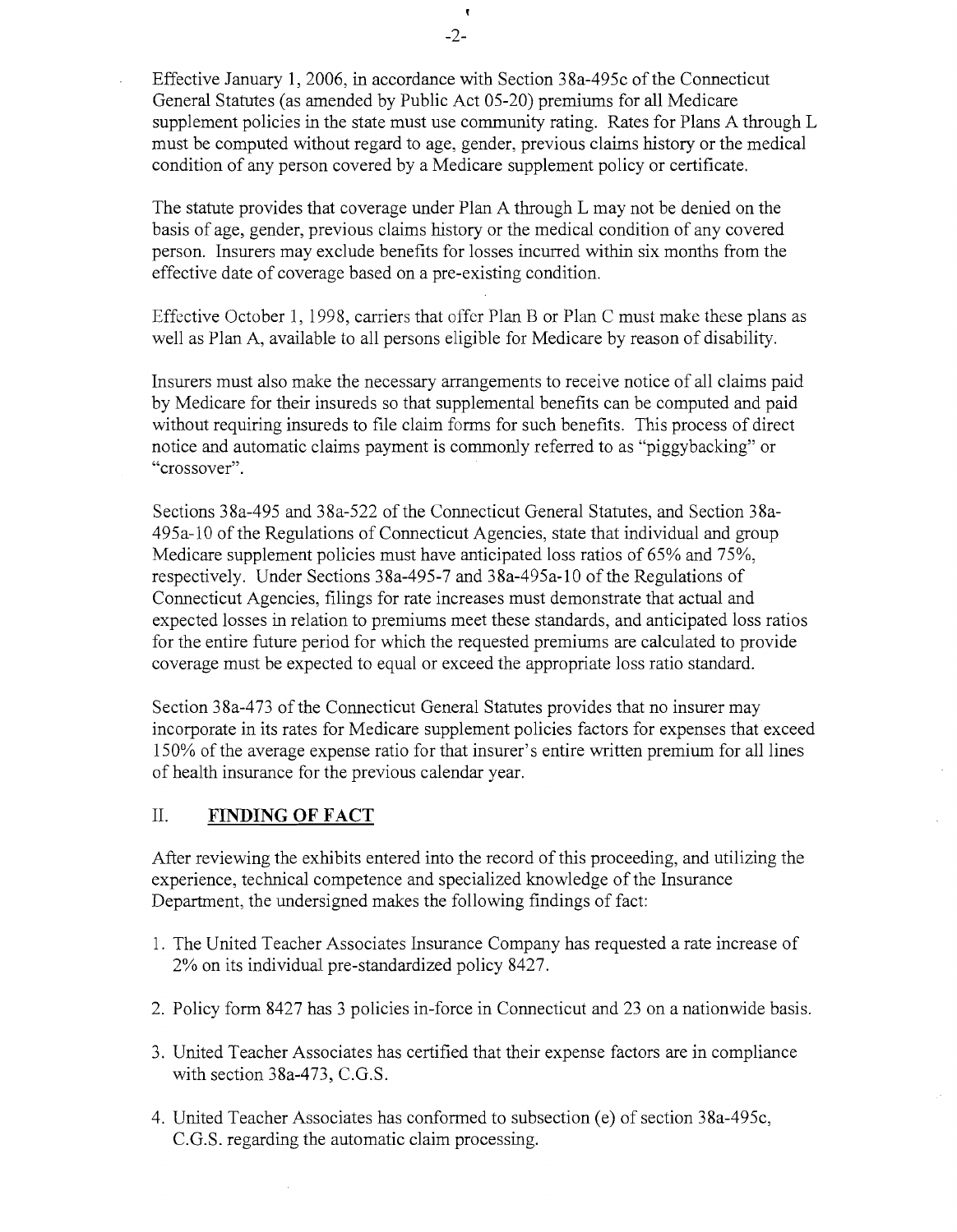Effective January 1, 2006, in accordance with Section 38a-495c of the Connecticut General Statutes (as amended by Public Act 05-20) premiums for all Medicare supplement policies in the state must use community rating. Rates for Plans A through L must be computed without regard to age, gender, previous claims history or the medical condition of any person covered by a Medicare supplement policy or certificate.

The statute provides that coverage under Plan A through L may not be denied on the basis of age, gender, previous claims history or the medical condition of any covered person. Insurers may exclude benefits for losses incurred within six months from the effective date of coverage based on a pre-existing condition.

Effective October 1, 1998, carriers that offer Plan B or Plan C must make these plans as well as Plan A, available to all persons eligible for Medicare by reason of disability.

Insurers must also make the necessary arrangements to receive notice of all claims paid by Medicare for their insureds so that supplemental benefits can be computed and paid without requiring insureds to file claim forms for such benefits. This process of direct notice and automatic claims payment is commonly referred to as "piggybacking" or "crossover".

Sections 38a-495 and 38a-522 of the Connecticut General Statutes, and Section 38a-495a-10 of the Regulations of Connecticut Agencies, state that individual and group Medicare supplement policies must have anticipated loss ratios of 65% and 75%, respectively. Under Sections 38a-495-7 and 38a-495a-10 of the Regulations of Connecticut Agencies, filings for rate increases must demonstrate that actual and expected losses in relation to premiums meet these standards, and anticipated loss ratios for the entire future period for which the requested premiums are calculated to provide coverage must be expected to equal or exceed the appropriate loss ratio standard.

Section 38a-473 of the Connecticut General Statutes provides that no insurer may incorporate in its rates for Medicare supplement policies factors for expenses that exceed 150% of the average expense ratio for that insurer's entire written premium for all lines of health insurance for the previous calendar year.

## II. **FINDING OF FACT**

After reviewing the exhibits entered into the record of this proceeding, and utilizing the experience, technical competence and specialized knowledge of the Insurance Department, the undersigned makes the following findings of fact:

1. The United Teacher Associates Insurance Company has requested a rate increase of 2% on its individual pre-standardized policy 8427.
2. Policy form 8427 has 3 policies in-force in Connecticut and 23 on a nationwide basis.
3. United Teacher Associates has certified that their expense factors are in compliance with section 38a-473, C.G.S.
4. United Teacher Associates has conformed to subsection (e) of section 38a-495c, C.G.S. regarding the automatic claim processing.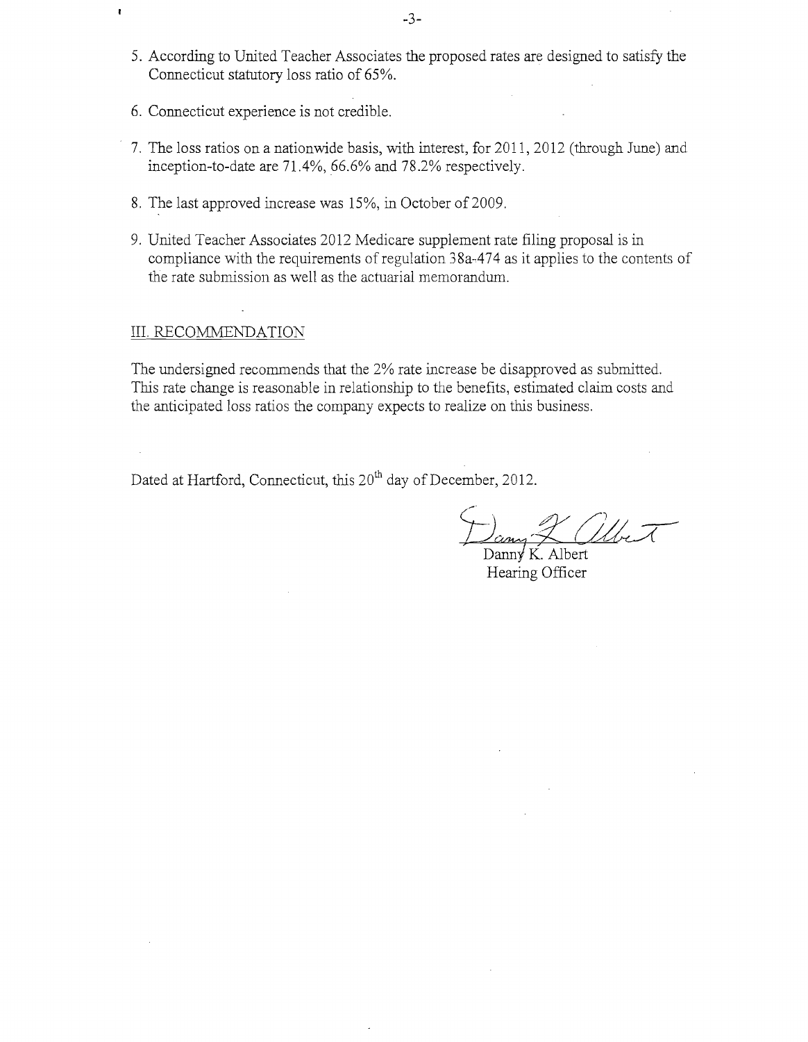5. According to United Teacher Associates the proposed rates are designed to satisfy the Connecticut statutory loss ratio of 65%.

6. Connecticut experience is not credible.

7. The loss ratios on a nationwide basis, with interest, for 2011, 2012 (through June) and inception-to-date are 71.4%, 66.6% and 78.2% respectively.

8. The last approved increase was 15%, in October of 2009.

9. United Teacher Associates 2012 Medicare supplement rate filing proposal is in compliance with the requirements of regulation 38a-474 as it applies to the contents of the rate submission as well as the actuarial memorandum.

## III. RECOMMENDATION

The undersigned recommends that the 2% rate increase be disapproved as submitted. This rate change is reasonable in relationship to the benefits, estimated claim costs and the anticipated loss ratios the company expects to realize on this business.

Dated at Hartford, Connecticut, this 20th day of December, 2012.

Danny K. Albert
Hearing Officer